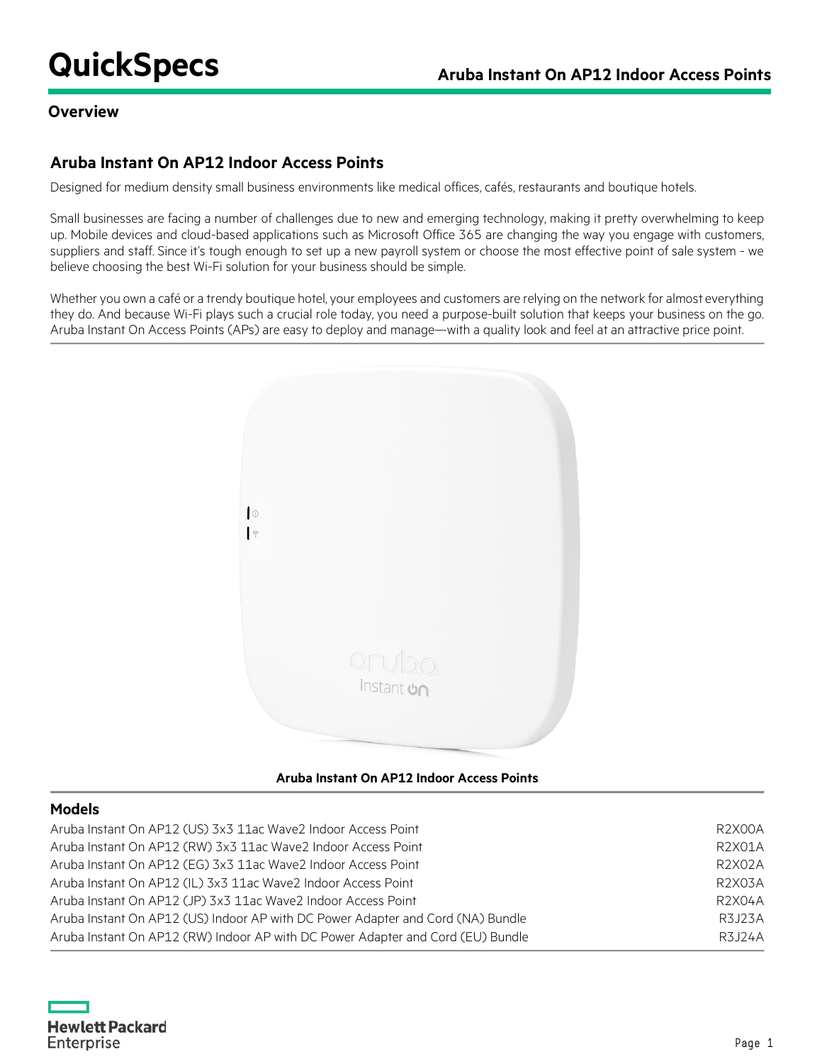# QuickSpecs

## Aruba Instant On AP12 Indoor Access Points

### Overview

### Aruba Instant On AP12 Indoor Access Points

Designed for medium density small business environments like medical offices, cafés, restaurants and boutique hotels.

Small businesses are facing a number of challenges due to new and emerging technology, making it pretty overwhelming to keep up. Mobile devices and cloud-based applications such as Microsoft Office 365 are changing the way you engage with customers, suppliers and staff. Since it's tough enough to set up a new payroll system or choose the most effective point of sale system - we believe choosing the best Wi-Fi solution for your business should be simple.

Whether you own a café or a trendy boutique hotel, your employees and customers are relying on the network for almost everything they do. And because Wi-Fi plays such a crucial role today, you need a purpose-built solution that keeps your business on the go. Aruba Instant On Access Points (APs) are easy to deploy and manage—with a quality look and feel at an attractive price point.

**Aruba Instant On AP12 Indoor Access Points**

### Models

| Model | SKU |
| --- | --- |
| Aruba Instant On AP12 (US) 3x3 11ac Wave2 Indoor Access Point | R2X00A |
| Aruba Instant On AP12 (RW) 3x3 11ac Wave2 Indoor Access Point | R2X01A |
| Aruba Instant On AP12 (EG) 3x3 11ac Wave2 Indoor Access Point | R2X02A |
| Aruba Instant On AP12 (IL) 3x3 11ac Wave2 Indoor Access Point | R2X03A |
| Aruba Instant On AP12 (JP) 3x3 11ac Wave2 Indoor Access Point | R2X04A |
| Aruba Instant On AP12 (US) Indoor AP with DC Power Adapter and Cord (NA) Bundle | R3J23A |
| Aruba Instant On AP12 (RW) Indoor AP with DC Power Adapter and Cord (EU) Bundle | R3J24A |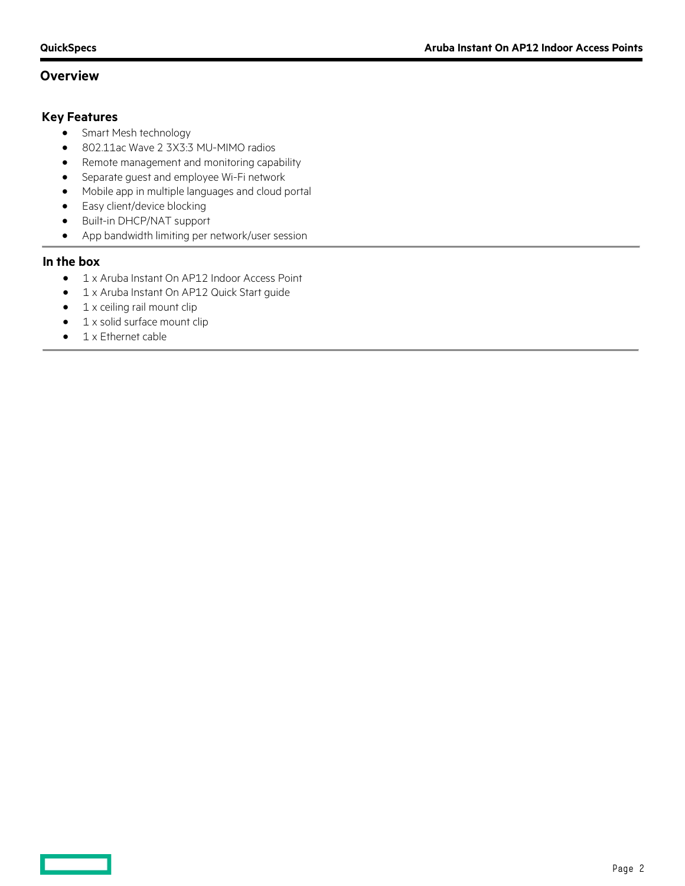## Overview

### Key Features

- Smart Mesh technology
- 802.11ac Wave 2 3X3:3 MU-MIMO radios
- Remote management and monitoring capability
- Separate guest and employee Wi-Fi network
- Mobile app in multiple languages and cloud portal
- Easy client/device blocking
- Built-in DHCP/NAT support
- App bandwidth limiting per network/user session

### In the box

- 1 x Aruba Instant On AP12 Indoor Access Point
- 1 x Aruba Instant On AP12 Quick Start guide
- 1 x ceiling rail mount clip
- 1 x solid surface mount clip
- 1 x Ethernet cable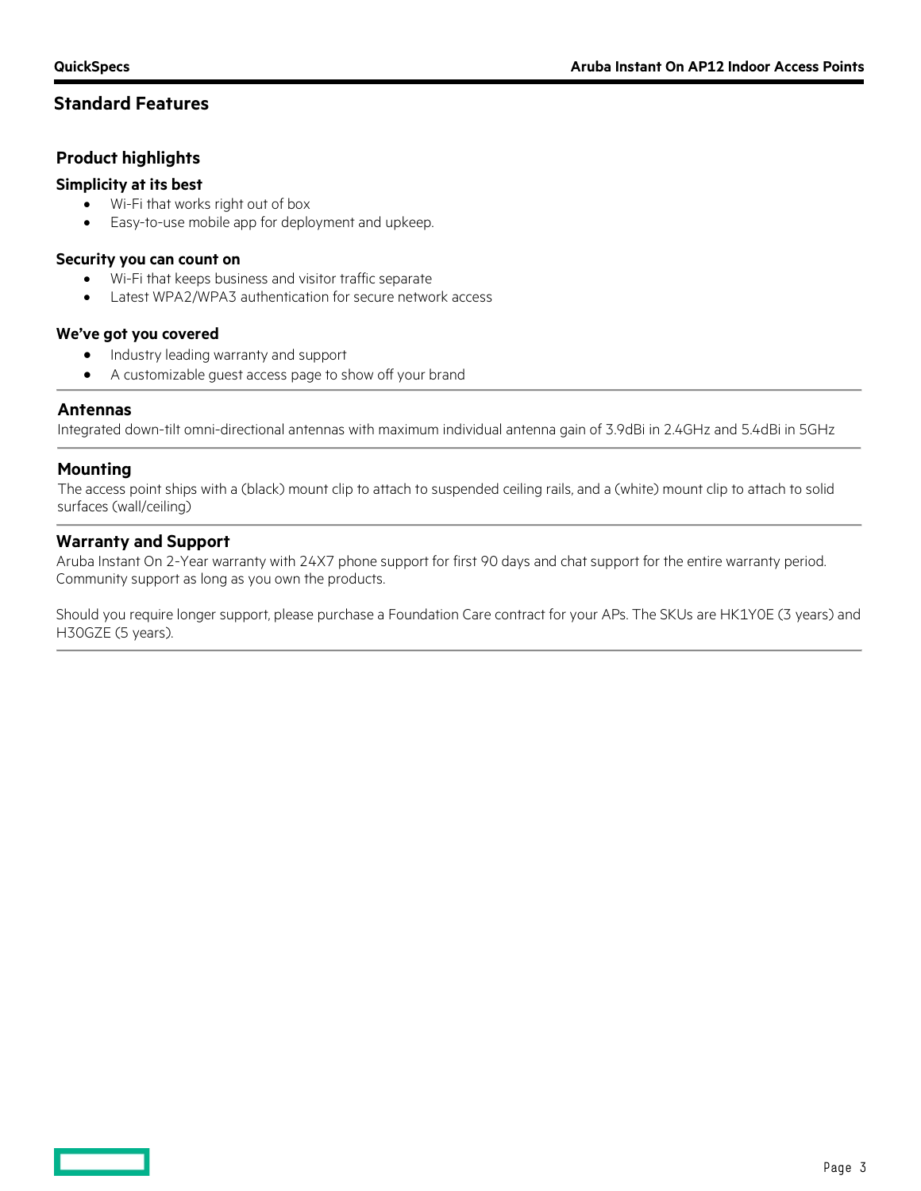## Standard Features

### Product highlights

#### Simplicity at its best

- Wi-Fi that works right out of box
- Easy-to-use mobile app for deployment and upkeep.

#### Security you can count on

- Wi-Fi that keeps business and visitor traffic separate
- Latest WPA2/WPA3 authentication for secure network access

#### We've got you covered

- Industry leading warranty and support
- A customizable guest access page to show off your brand

### Antennas

Integrated down-tilt omni-directional antennas with maximum individual antenna gain of 3.9dBi in 2.4GHz and 5.4dBi in 5GHz

### Mounting

The access point ships with a (black) mount clip to attach to suspended ceiling rails, and a (white) mount clip to attach to solid surfaces (wall/ceiling)

### Warranty and Support

Aruba Instant On 2-Year warranty with 24X7 phone support for first 90 days and chat support for the entire warranty period. Community support as long as you own the products.

Should you require longer support, please purchase a Foundation Care contract for your APs. The SKUs are HK1Y0E (3 years) and H30GZE (5 years).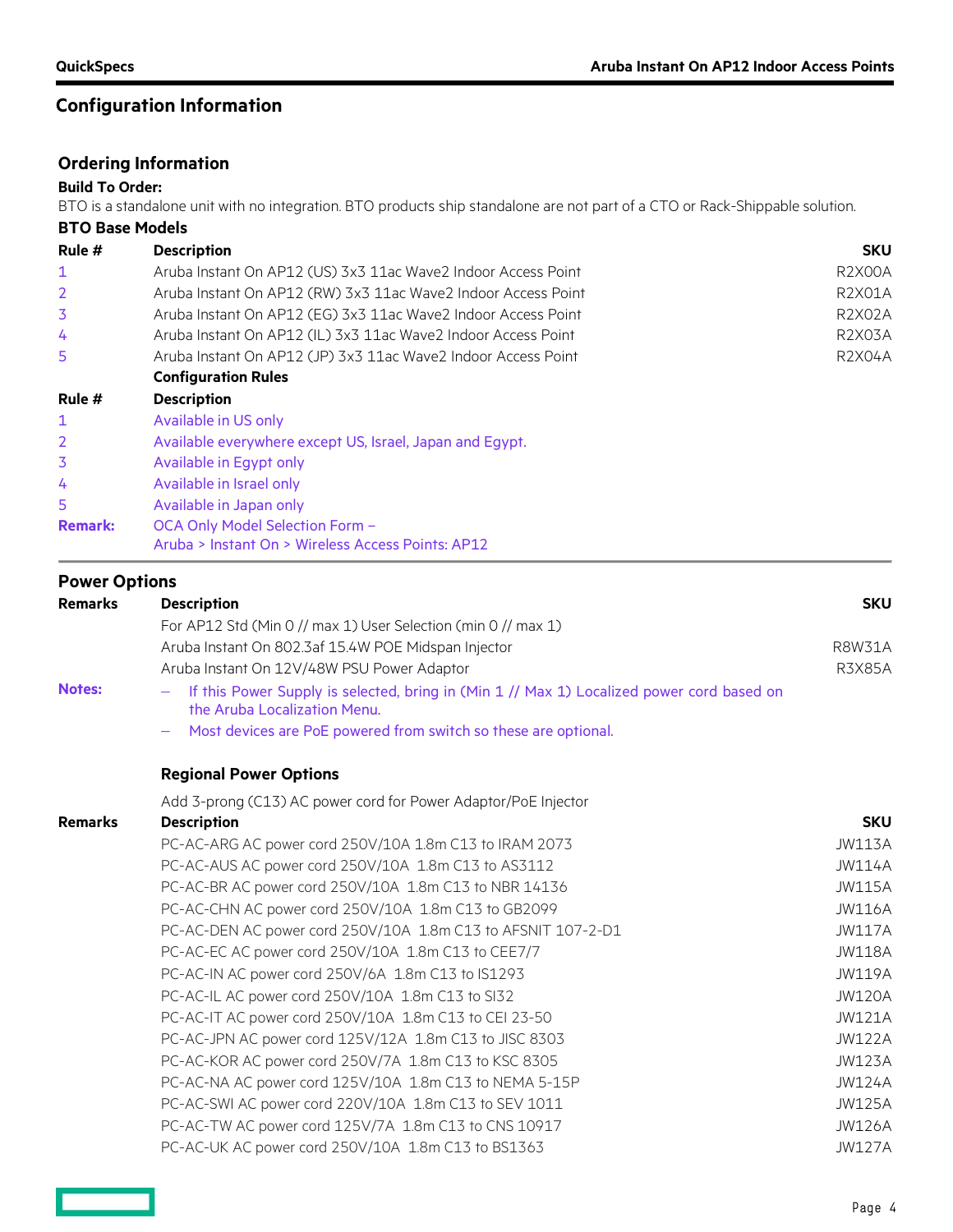# Configuration Information

## Ordering Information

**Build To Order:**

BTO is a standalone unit with no integration. BTO products ship standalone are not part of a CTO or Rack-Shippable solution.

### BTO Base Models

| Rule # | Description | SKU |
|---|---|---|
| 1 | Aruba Instant On AP12 (US) 3x3 11ac Wave2 Indoor Access Point | R2X00A |
| 2 | Aruba Instant On AP12 (RW) 3x3 11ac Wave2 Indoor Access Point | R2X01A |
| 3 | Aruba Instant On AP12 (EG) 3x3 11ac Wave2 Indoor Access Point | R2X02A |
| 4 | Aruba Instant On AP12 (IL) 3x3 11ac Wave2 Indoor Access Point | R2X03A |
| 5 | Aruba Instant On AP12 (JP) 3x3 11ac Wave2 Indoor Access Point | R2X04A |

**Configuration Rules**

| Rule # | Description |
|---|---|
| 1 | Available in US only |
| 2 | Available everywhere except US, Israel, Japan and Egypt. |
| 3 | Available in Egypt only |
| 4 | Available in Israel only |
| 5 | Available in Japan only |
| **Remark:** | OCA Only Model Selection Form – Aruba > Instant On > Wireless Access Points: AP12 |

## Power Options

| Remarks | Description | SKU |
|---|---|---|
| | For AP12 Std (Min 0 // max 1) User Selection (min 0 // max 1) | |
| | Aruba Instant On 802.3af 15.4W POE Midspan Injector | R8W31A |
| | Aruba Instant On 12V/48W PSU Power Adaptor | R3X85A |

**Notes:**
- If this Power Supply is selected, bring in (Min 1 // Max 1) Localized power cord based on the Aruba Localization Menu.
- Most devices are PoE powered from switch so these are optional.

### Regional Power Options

Add 3-prong (C13) AC power cord for Power Adaptor/PoE Injector

| Remarks | Description | SKU |
|---|---|---|
| | PC-AC-ARG AC power cord 250V/10A 1.8m C13 to IRAM 2073 | JW113A |
| | PC-AC-AUS AC power cord 250V/10A 1.8m C13 to AS3112 | JW114A |
| | PC-AC-BR AC power cord 250V/10A 1.8m C13 to NBR 14136 | JW115A |
| | PC-AC-CHN AC power cord 250V/10A 1.8m C13 to GB2099 | JW116A |
| | PC-AC-DEN AC power cord 250V/10A 1.8m C13 to AFSNIT 107-2-D1 | JW117A |
| | PC-AC-EC AC power cord 250V/10A 1.8m C13 to CEE7/7 | JW118A |
| | PC-AC-IN AC power cord 250V/6A 1.8m C13 to IS1293 | JW119A |
| | PC-AC-IL AC power cord 250V/10A 1.8m C13 to SI32 | JW120A |
| | PC-AC-IT AC power cord 250V/10A 1.8m C13 to CEI 23-50 | JW121A |
| | PC-AC-JPN AC power cord 125V/12A 1.8m C13 to JISC 8303 | JW122A |
| | PC-AC-KOR AC power cord 250V/7A 1.8m C13 to KSC 8305 | JW123A |
| | PC-AC-NA AC power cord 125V/10A 1.8m C13 to NEMA 5-15P | JW124A |
| | PC-AC-SWI AC power cord 220V/10A 1.8m C13 to SEV 1011 | JW125A |
| | PC-AC-TW AC power cord 125V/7A 1.8m C13 to CNS 10917 | JW126A |
| | PC-AC-UK AC power cord 250V/10A 1.8m C13 to BS1363 | JW127A |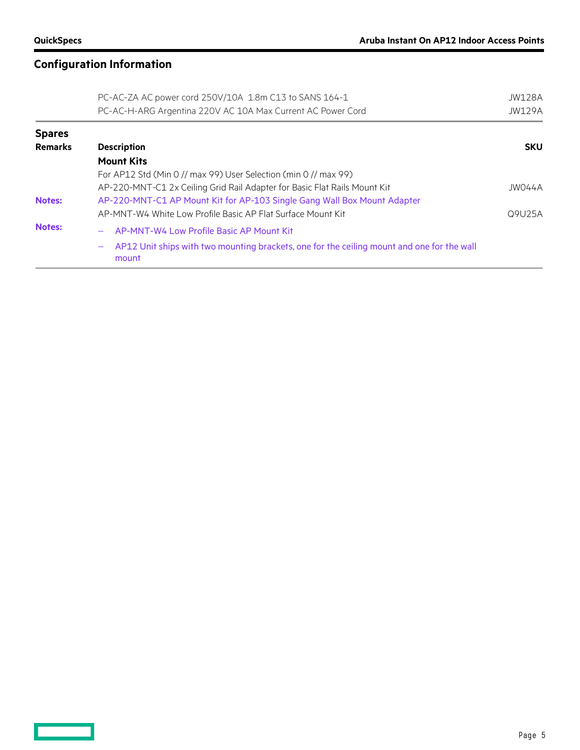## Configuration Information

| | | |
|---|---|---|
| | PC-AC-ZA AC power cord 250V/10A 1.8m C13 to SANS 164-1 | JW128A |
| | PC-AC-H-ARG Argentina 220V AC 10A Max Current AC Power Cord | JW129A |

### Spares

| Remarks | Description | SKU |
|---|---|---|
| | **Mount Kits** | |
| | For AP12 Std (Min 0 // max 99) User Selection (min 0 // max 99) | |
| | AP-220-MNT-C1 2x Ceiling Grid Rail Adapter for Basic Flat Rails Mount Kit | JW044A |
| **Notes:** | AP-220-MNT-C1 AP Mount Kit for AP-103 Single Gang Wall Box Mount Adapter | |
| | AP-MNT-W4 White Low Profile Basic AP Flat Surface Mount Kit | Q9U25A |
| **Notes:** | – AP-MNT-W4 Low Profile Basic AP Mount Kit<br>– AP12 Unit ships with two mounting brackets, one for the ceiling mount and one for the wall mount | |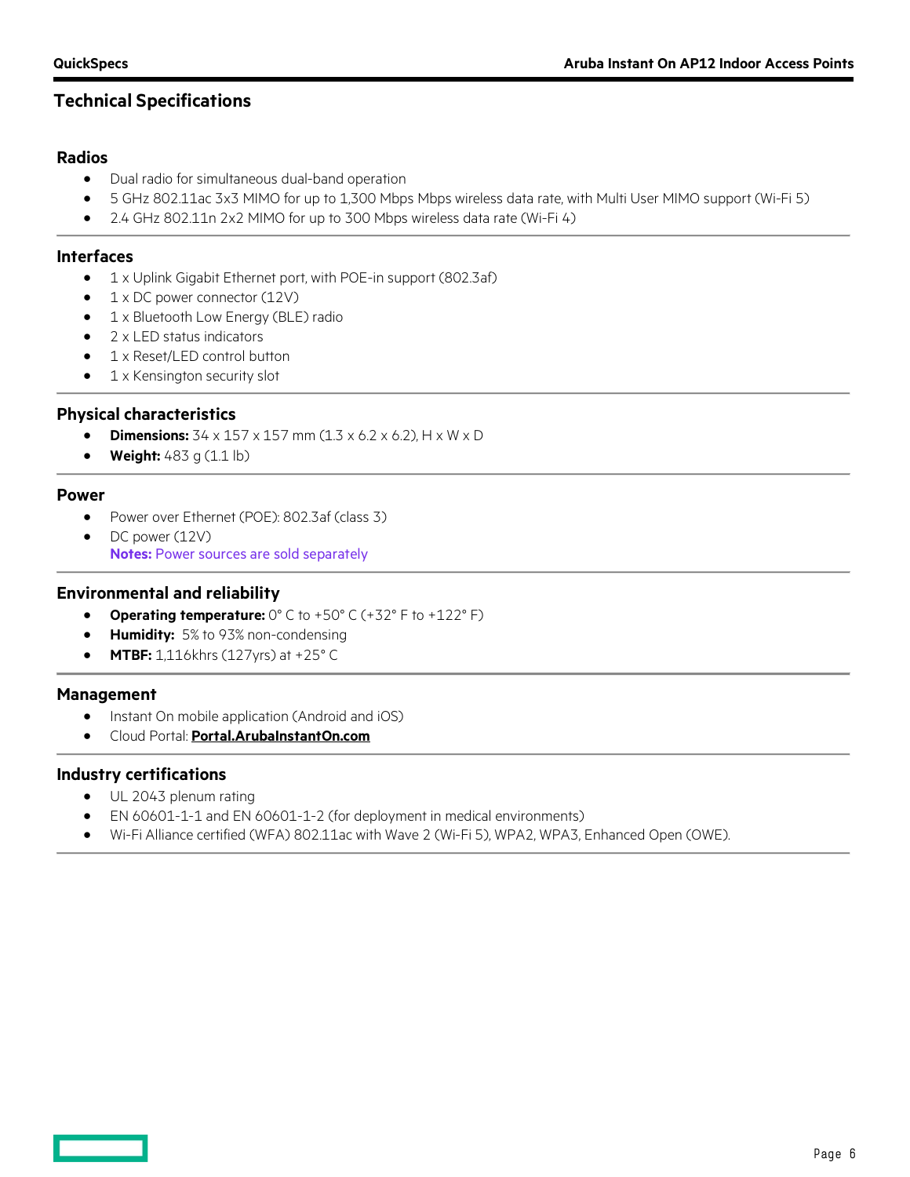## Technical Specifications

### Radios

- Dual radio for simultaneous dual-band operation
- 5 GHz 802.11ac 3x3 MIMO for up to 1,300 Mbps Mbps wireless data rate, with Multi User MIMO support (Wi-Fi 5)
- 2.4 GHz 802.11n 2x2 MIMO for up to 300 Mbps wireless data rate (Wi-Fi 4)

### Interfaces

- 1 x Uplink Gigabit Ethernet port, with POE-in support (802.3af)
- 1 x DC power connector (12V)
- 1 x Bluetooth Low Energy (BLE) radio
- 2 x LED status indicators
- 1 x Reset/LED control button
- 1 x Kensington security slot

### Physical characteristics

- **Dimensions:** 34 x 157 x 157 mm (1.3 x 6.2 x 6.2), H x W x D
- **Weight:** 483 g (1.1 lb)

### Power

- Power over Ethernet (POE): 802.3af (class 3)
- DC power (12V)
  **Notes:** Power sources are sold separately

### Environmental and reliability

- **Operating temperature:** 0° C to +50° C (+32° F to +122° F)
- **Humidity:** 5% to 93% non-condensing
- **MTBF:** 1,116khrs (127yrs) at +25° C

### Management

- Instant On mobile application (Android and iOS)
- Cloud Portal: **Portal.ArubaInstantOn.com**

### Industry certifications

- UL 2043 plenum rating
- EN 60601-1-1 and EN 60601-1-2 (for deployment in medical environments)
- Wi-Fi Alliance certified (WFA) 802.11ac with Wave 2 (Wi-Fi 5), WPA2, WPA3, Enhanced Open (OWE).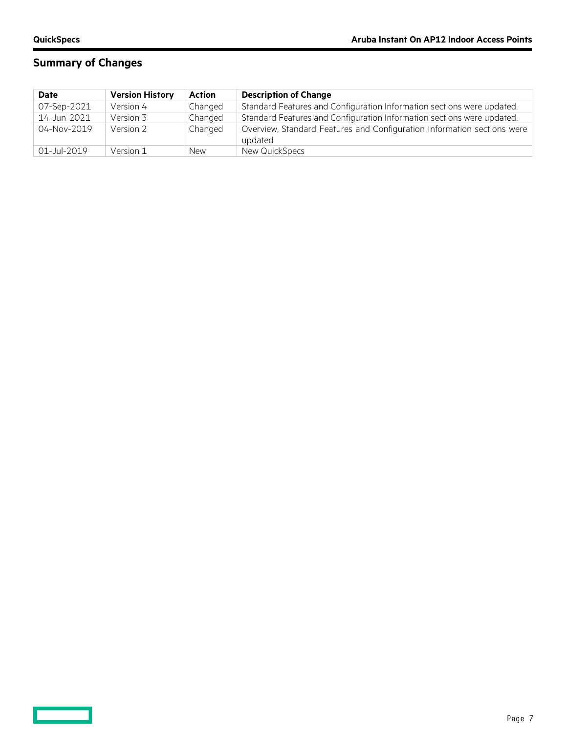## Summary of Changes

| Date | Version History | Action | Description of Change |
| --- | --- | --- | --- |
| 07-Sep-2021 | Version 4 | Changed | Standard Features and Configuration Information sections were updated. |
| 14-Jun-2021 | Version 3 | Changed | Standard Features and Configuration Information sections were updated. |
| 04-Nov-2019 | Version 2 | Changed | Overview, Standard Features and Configuration Information sections were updated |
| 01-Jul-2019 | Version 1 | New | New QuickSpecs |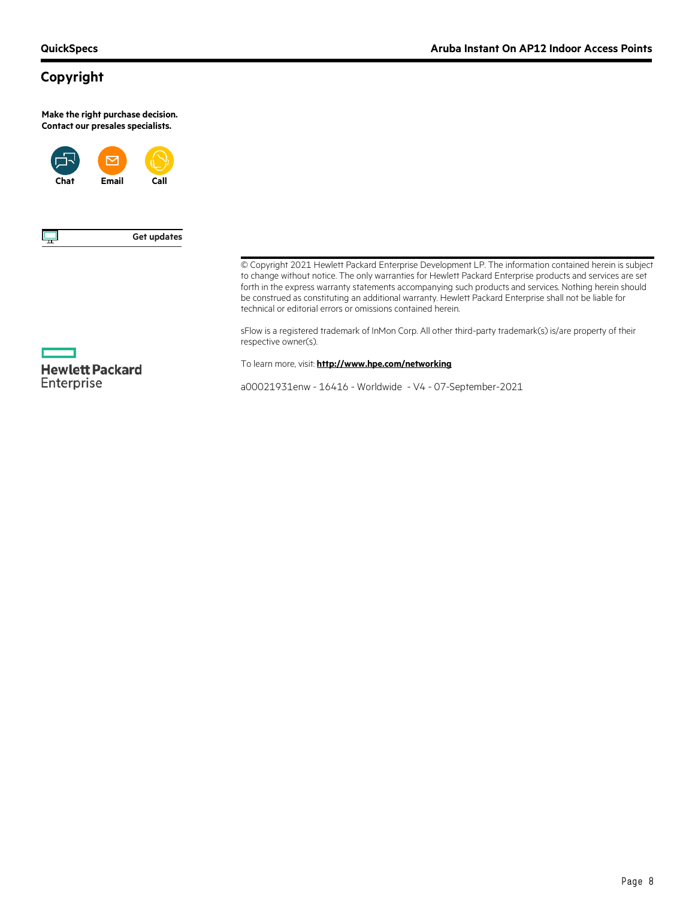# Copyright

**Make the right purchase decision.**
**Contact our presales specialists.**

**Chat** **Email** **Call**

**Get updates**

© Copyright 2021 Hewlett Packard Enterprise Development LP. The information contained herein is subject to change without notice. The only warranties for Hewlett Packard Enterprise products and services are set forth in the express warranty statements accompanying such products and services. Nothing herein should be construed as constituting an additional warranty. Hewlett Packard Enterprise shall not be liable for technical or editorial errors or omissions contained herein.

sFlow is a registered trademark of InMon Corp. All other third-party trademark(s) is/are property of their respective owner(s).

To learn more, visit: **http://www.hpe.com/networking**

a00021931enw - 16416 - Worldwide - V4 - 07-September-2021

Hewlett Packard Enterprise